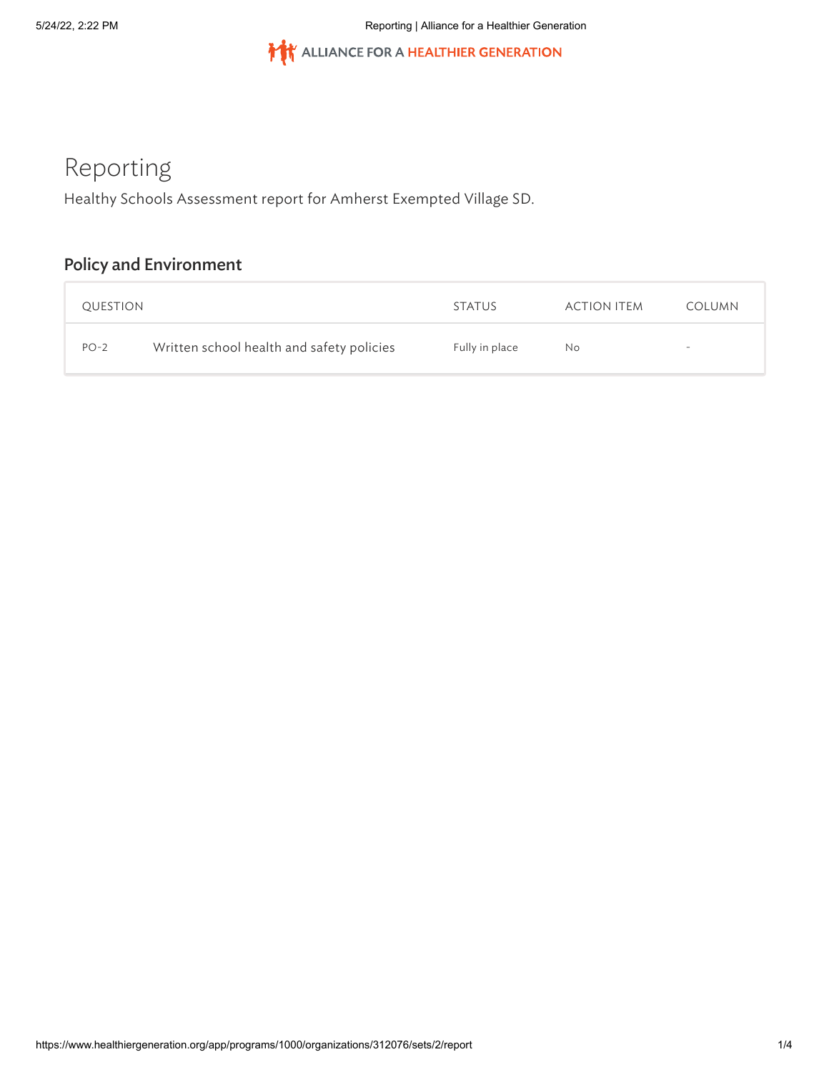# Reporting

Healthy Schools Assessment report for Amherst Exempted Village SD.

## Policy and Environment

| QUESTION | | STATUS | ACTION ITEM | COLUMN |
|---|---|---|---|---|
| PO-2 | Written school health and safety policies | Fully in place | No | - |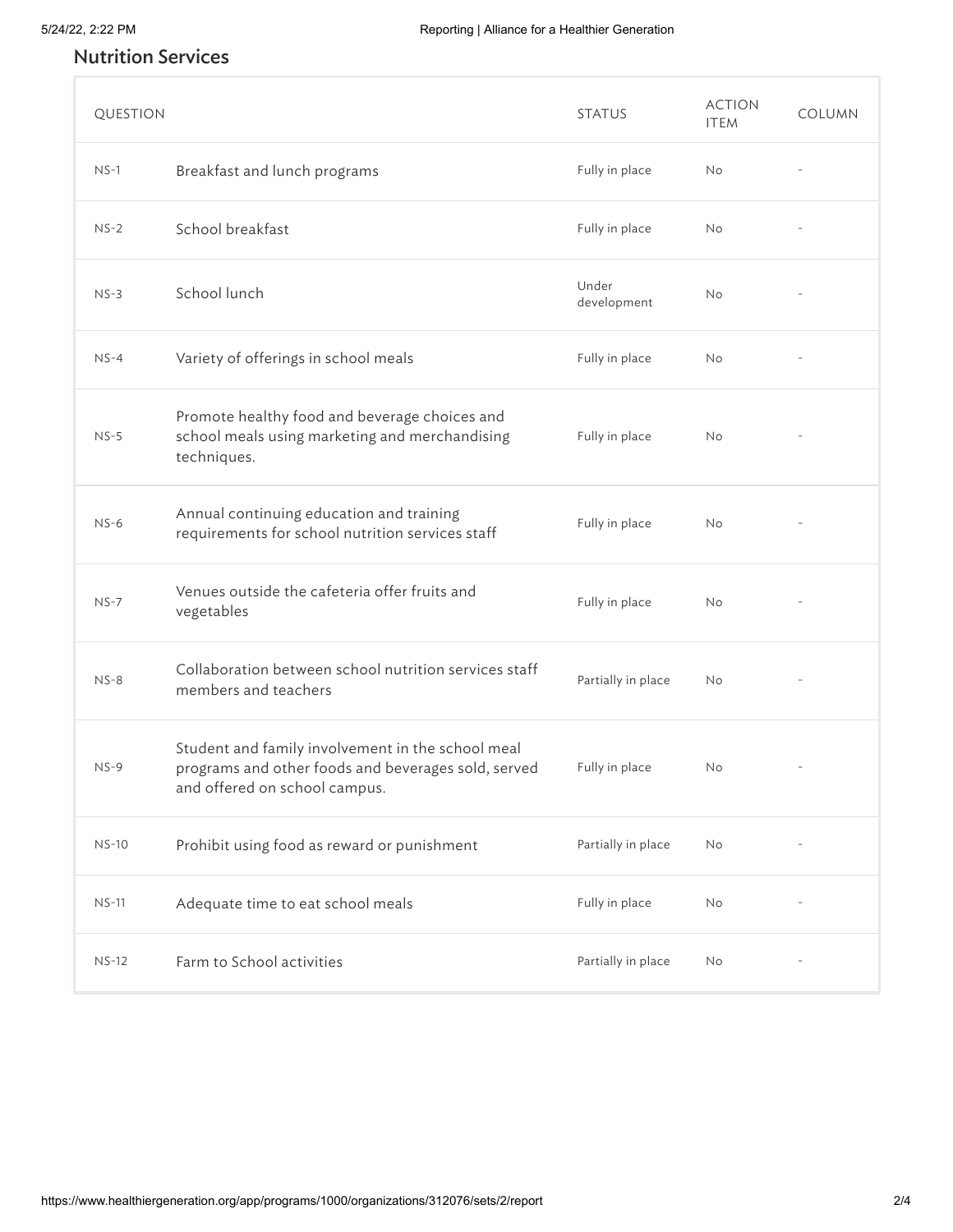## Nutrition Services

| QUESTION | | STATUS | ACTION ITEM | COLUMN |
|---|---|---|---|---|
| NS-1 | Breakfast and lunch programs | Fully in place | No | - |
| NS-2 | School breakfast | Fully in place | No | - |
| NS-3 | School lunch | Under development | No | - |
| NS-4 | Variety of offerings in school meals | Fully in place | No | - |
| NS-5 | Promote healthy food and beverage choices and school meals using marketing and merchandising techniques. | Fully in place | No | - |
| NS-6 | Annual continuing education and training requirements for school nutrition services staff | Fully in place | No | - |
| NS-7 | Venues outside the cafeteria offer fruits and vegetables | Fully in place | No | - |
| NS-8 | Collaboration between school nutrition services staff members and teachers | Partially in place | No | - |
| NS-9 | Student and family involvement in the school meal programs and other foods and beverages sold, served and offered on school campus. | Fully in place | No | - |
| NS-10 | Prohibit using food as reward or punishment | Partially in place | No | - |
| NS-11 | Adequate time to eat school meals | Fully in place | No | - |
| NS-12 | Farm to School activities | Partially in place | No | - |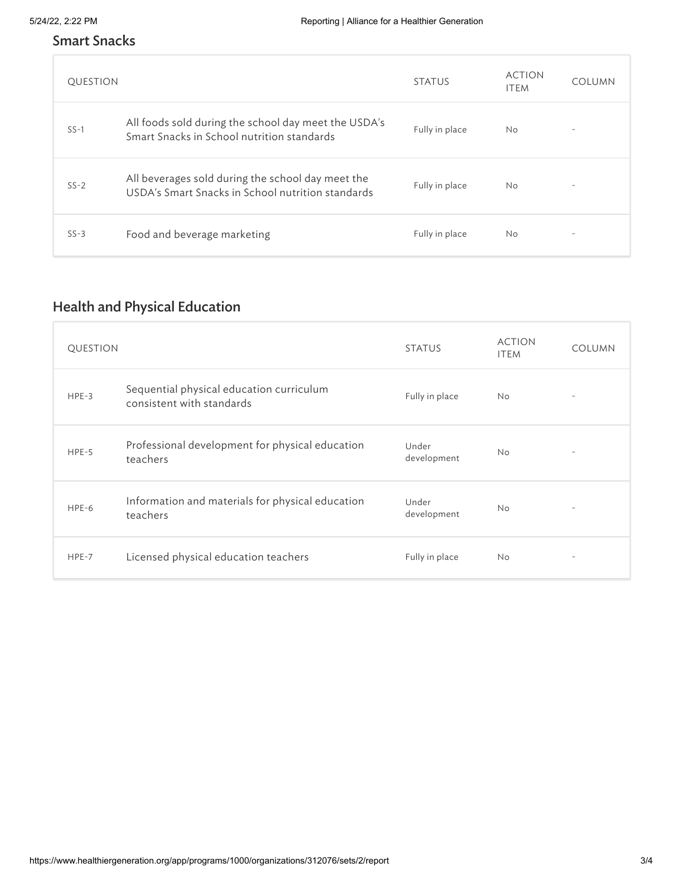## Smart Snacks

| QUESTION | | STATUS | ACTION ITEM | COLUMN |
|---|---|---|---|---|
| SS-1 | All foods sold during the school day meet the USDA's Smart Snacks in School nutrition standards | Fully in place | No | - |
| SS-2 | All beverages sold during the school day meet the USDA's Smart Snacks in School nutrition standards | Fully in place | No | - |
| SS-3 | Food and beverage marketing | Fully in place | No | - |

## Health and Physical Education

| QUESTION | | STATUS | ACTION ITEM | COLUMN |
|---|---|---|---|---|
| HPE-3 | Sequential physical education curriculum consistent with standards | Fully in place | No | - |
| HPE-5 | Professional development for physical education teachers | Under development | No | - |
| HPE-6 | Information and materials for physical education teachers | Under development | No | - |
| HPE-7 | Licensed physical education teachers | Fully in place | No | - |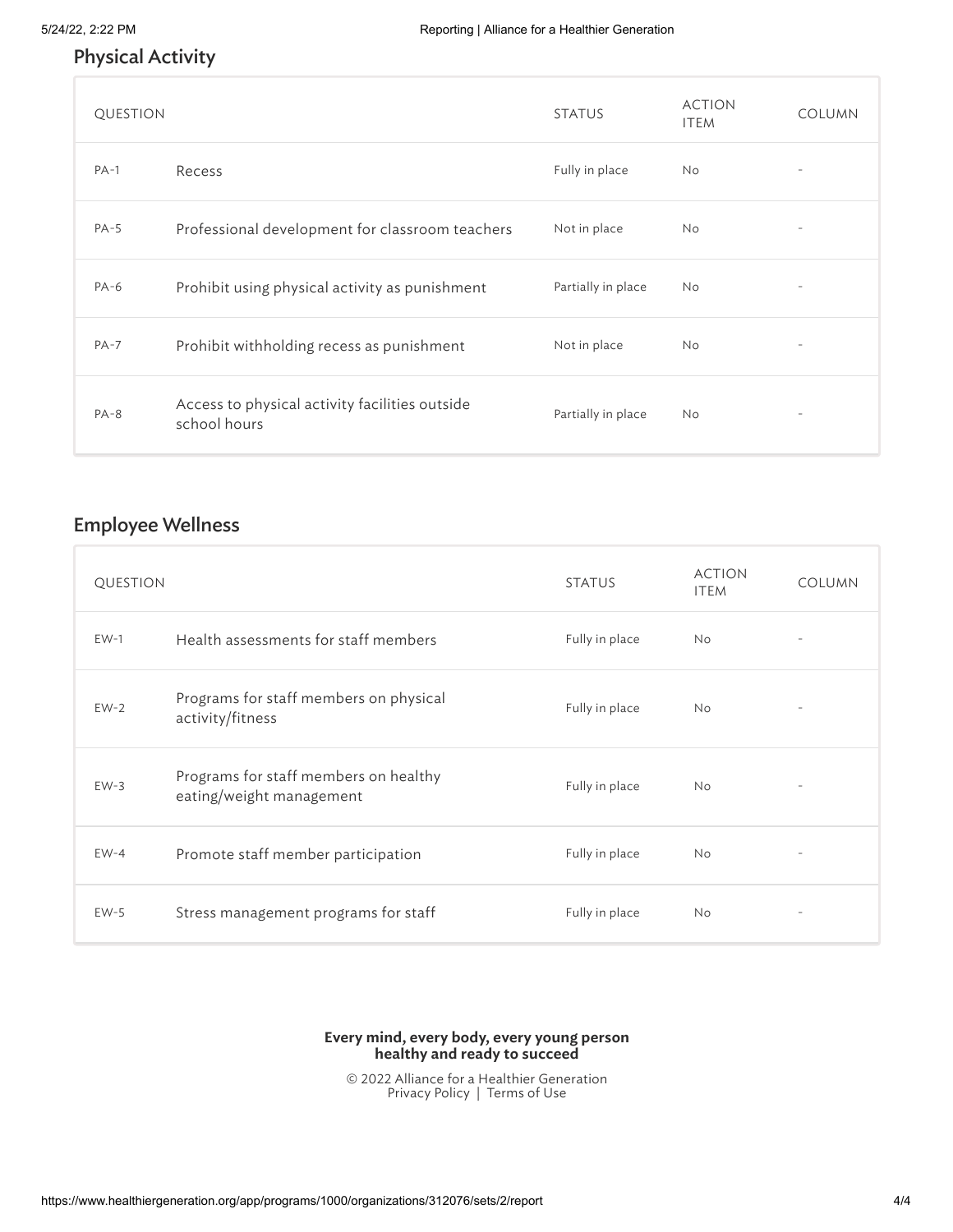## Physical Activity

| QUESTION | | STATUS | ACTION ITEM | COLUMN |
|---|---|---|---|---|
| PA-1 | Recess | Fully in place | No | - |
| PA-5 | Professional development for classroom teachers | Not in place | No | - |
| PA-6 | Prohibit using physical activity as punishment | Partially in place | No | - |
| PA-7 | Prohibit withholding recess as punishment | Not in place | No | - |
| PA-8 | Access to physical activity facilities outside school hours | Partially in place | No | - |

## Employee Wellness

| QUESTION | | STATUS | ACTION ITEM | COLUMN |
|---|---|---|---|---|
| EW-1 | Health assessments for staff members | Fully in place | No | - |
| EW-2 | Programs for staff members on physical activity/fitness | Fully in place | No | - |
| EW-3 | Programs for staff members on healthy eating/weight management | Fully in place | No | - |
| EW-4 | Promote staff member participation | Fully in place | No | - |
| EW-5 | Stress management programs for staff | Fully in place | No | - |

**Every mind, every body, every young person healthy and ready to succeed**

© 2022 Alliance for a Healthier Generation
Privacy Policy | Terms of Use